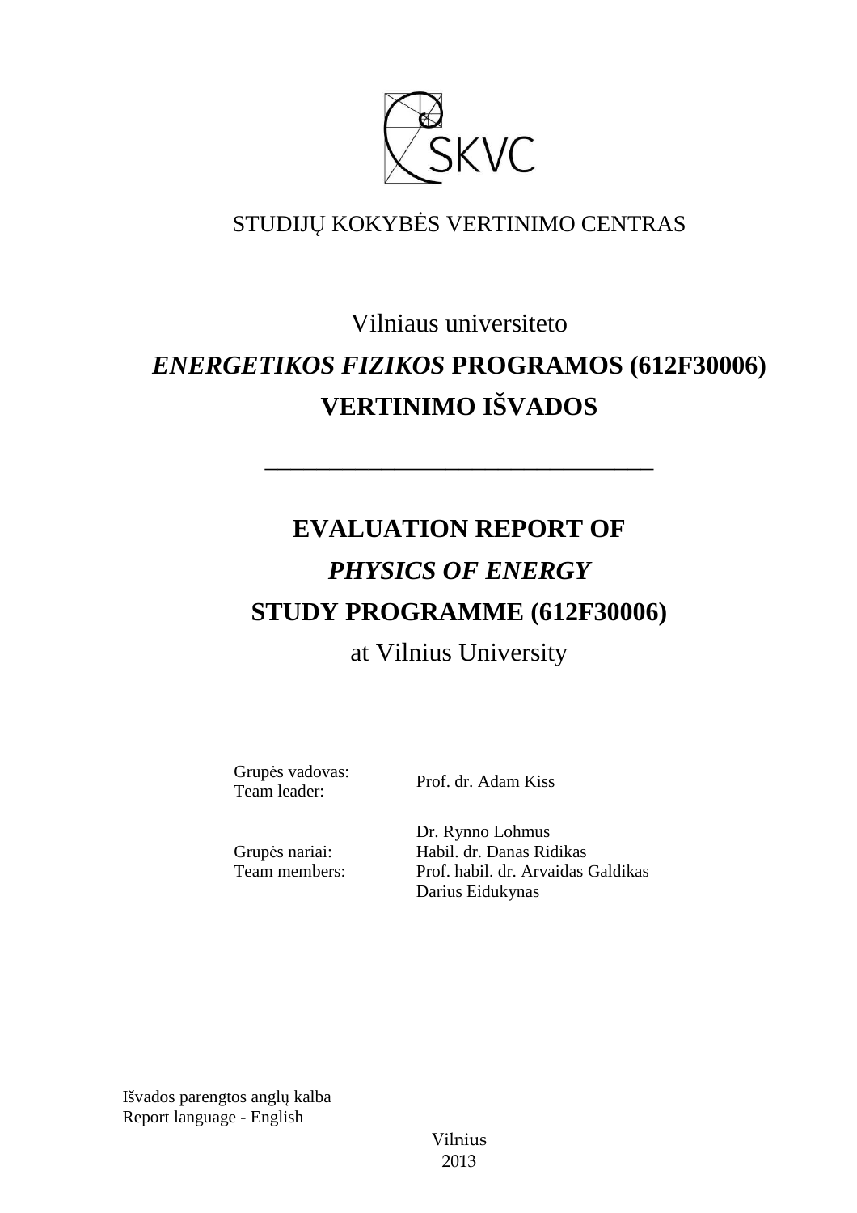STUDIJŲ KOKYBĖS VERTINIMO CENTRAS

# Vilniaus universiteto *ENERGETIKOS FIZIKOS* PROGRAMOS (612F30006) VERTINIMO IŠVADOS

---

# EVALUATION REPORT OF *PHYSICS OF ENERGY* STUDY PROGRAMME (612F30006)

at Vilnius University

Grupės vadovas:
Team leader: Prof. dr. Adam Kiss

Grupės nariai:
Team members:
Dr. Rynno Lohmus
Habil. dr. Danas Ridikas
Prof. habil. dr. Arvaidas Galdikas
Darius Eidukynas

Išvados parengtos anglų kalba
Report language - English

Vilnius
2013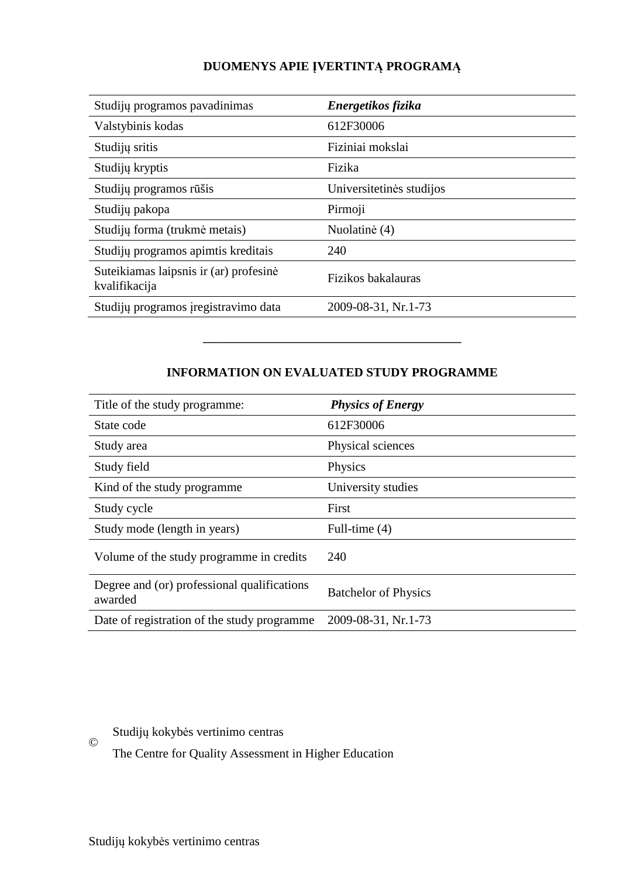## DUOMENYS APIE ĮVERTINTĄ PROGRAMĄ

| Studijų programos pavadinimas | ***Energetikos fizika*** |
|---|---|
| Valstybinis kodas | 612F30006 |
| Studijų sritis | Fiziniai mokslai |
| Studijų kryptis | Fizika |
| Studijų programos rūšis | Universitetinės studijos |
| Studijų pakopa | Pirmoji |
| Studijų forma (trukmė metais) | Nuolatinė (4) |
| Studijų programos apimtis kreditais | 240 |
| Suteikiamas laipsnis ir (ar) profesinė kvalifikacija | Fizikos bakalauras |
| Studijų programos įregistravimo data | 2009-08-31, Nr.1-73 |

---

## INFORMATION ON EVALUATED STUDY PROGRAMME

| Title of the study programme: | ***Physics of Energy*** |
|---|---|
| State code | 612F30006 |
| Study area | Physical sciences |
| Study field | Physics |
| Kind of the study programme | University studies |
| Study cycle | First |
| Study mode (length in years) | Full-time (4) |
| Volume of the study programme in credits | 240 |
| Degree and (or) professional qualifications awarded | Batchelor of Physics |
| Date of registration of the study programme | 2009-08-31, Nr.1-73 |

© Studijų kokybės vertinimo centras
The Centre for Quality Assessment in Higher Education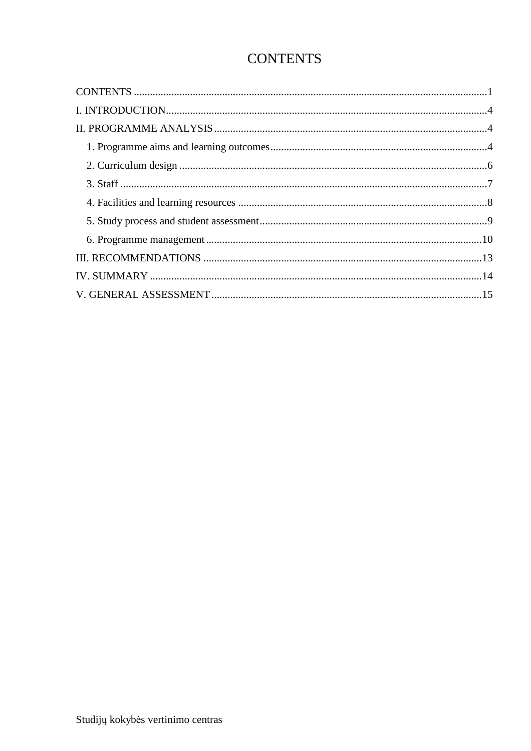# CONTENTS

CONTENTS ....................................................................................................................1
I. INTRODUCTION........................................................................................................4
II. PROGRAMME ANALYSIS.......................................................................................4
  1. Programme aims and learning outcomes..................................................................4
  2. Curriculum design ....................................................................................................6
  3. Staff ..........................................................................................................................7
  4. Facilities and learning resources ..............................................................................8
  5. Study process and student assessment......................................................................9
  6. Programme management ........................................................................................10
III. RECOMMENDATIONS .........................................................................................13
IV. SUMMARY .............................................................................................................14
V. GENERAL ASSESSMENT......................................................................................15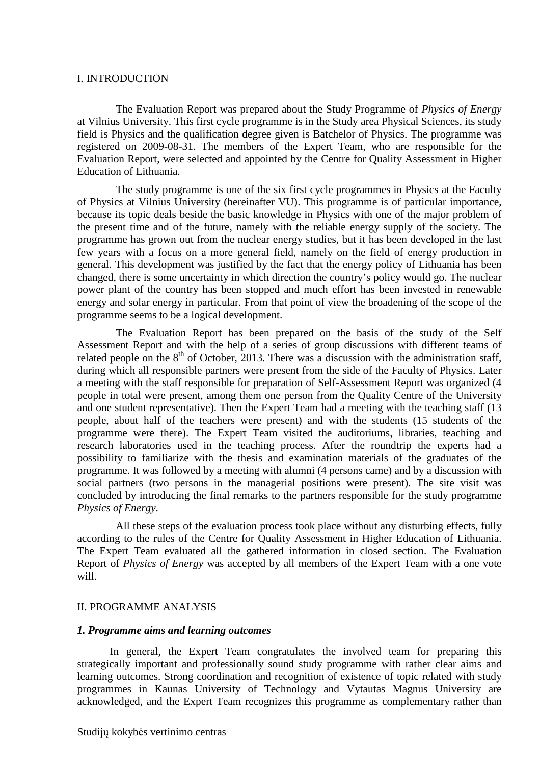## I. INTRODUCTION

The Evaluation Report was prepared about the Study Programme of *Physics of Energy* at Vilnius University. This first cycle programme is in the Study area Physical Sciences, its study field is Physics and the qualification degree given is Batchelor of Physics. The programme was registered on 2009-08-31. The members of the Expert Team, who are responsible for the Evaluation Report, were selected and appointed by the Centre for Quality Assessment in Higher Education of Lithuania.

The study programme is one of the six first cycle programmes in Physics at the Faculty of Physics at Vilnius University (hereinafter VU). This programme is of particular importance, because its topic deals beside the basic knowledge in Physics with one of the major problem of the present time and of the future, namely with the reliable energy supply of the society. The programme has grown out from the nuclear energy studies, but it has been developed in the last few years with a focus on a more general field, namely on the field of energy production in general. This development was justified by the fact that the energy policy of Lithuania has been changed, there is some uncertainty in which direction the country's policy would go. The nuclear power plant of the country has been stopped and much effort has been invested in renewable energy and solar energy in particular. From that point of view the broadening of the scope of the programme seems to be a logical development.

The Evaluation Report has been prepared on the basis of the study of the Self Assessment Report and with the help of a series of group discussions with different teams of related people on the 8th of October, 2013. There was a discussion with the administration staff, during which all responsible partners were present from the side of the Faculty of Physics. Later a meeting with the staff responsible for preparation of Self-Assessment Report was organized (4 people in total were present, among them one person from the Quality Centre of the University and one student representative). Then the Expert Team had a meeting with the teaching staff (13 people, about half of the teachers were present) and with the students (15 students of the programme were there). The Expert Team visited the auditoriums, libraries, teaching and research laboratories used in the teaching process. After the roundtrip the experts had a possibility to familiarize with the thesis and examination materials of the graduates of the programme. It was followed by a meeting with alumni (4 persons came) and by a discussion with social partners (two persons in the managerial positions were present). The site visit was concluded by introducing the final remarks to the partners responsible for the study programme *Physics of Energy*.

All these steps of the evaluation process took place without any disturbing effects, fully according to the rules of the Centre for Quality Assessment in Higher Education of Lithuania. The Expert Team evaluated all the gathered information in closed section. The Evaluation Report of *Physics of Energy* was accepted by all members of the Expert Team with a one vote will.

## II. PROGRAMME ANALYSIS

### *1. Programme aims and learning outcomes*

In general, the Expert Team congratulates the involved team for preparing this strategically important and professionally sound study programme with rather clear aims and learning outcomes. Strong coordination and recognition of existence of topic related with study programmes in Kaunas University of Technology and Vytautas Magnus University are acknowledged, and the Expert Team recognizes this programme as complementary rather than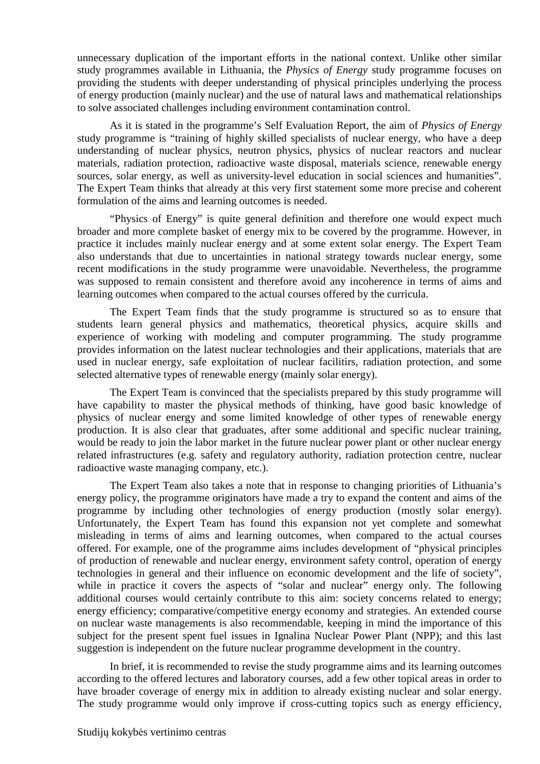unnecessary duplication of the important efforts in the national context. Unlike other similar study programmes available in Lithuania, the *Physics of Energy* study programme focuses on providing the students with deeper understanding of physical principles underlying the process of energy production (mainly nuclear) and the use of natural laws and mathematical relationships to solve associated challenges including environment contamination control.

As it is stated in the programme's Self Evaluation Report, the aim of *Physics of Energy* study programme is "training of highly skilled specialists of nuclear energy, who have a deep understanding of nuclear physics, neutron physics, physics of nuclear reactors and nuclear materials, radiation protection, radioactive waste disposal, materials science, renewable energy sources, solar energy, as well as university-level education in social sciences and humanities". The Expert Team thinks that already at this very first statement some more precise and coherent formulation of the aims and learning outcomes is needed.

"Physics of Energy" is quite general definition and therefore one would expect much broader and more complete basket of energy mix to be covered by the programme. However, in practice it includes mainly nuclear energy and at some extent solar energy. The Expert Team also understands that due to uncertainties in national strategy towards nuclear energy, some recent modifications in the study programme were unavoidable. Nevertheless, the programme was supposed to remain consistent and therefore avoid any incoherence in terms of aims and learning outcomes when compared to the actual courses offered by the curricula.

The Expert Team finds that the study programme is structured so as to ensure that students learn general physics and mathematics, theoretical physics, acquire skills and experience of working with modeling and computer programming. The study programme provides information on the latest nuclear technologies and their applications, materials that are used in nuclear energy, safe exploitation of nuclear facilitirs, radiation protection, and some selected alternative types of renewable energy (mainly solar energy).

The Expert Team is convinced that the specialists prepared by this study programme will have capability to master the physical methods of thinking, have good basic knowledge of physics of nuclear energy and some limited knowledge of other types of renewable energy production. It is also clear that graduates, after some additional and specific nuclear training, would be ready to join the labor market in the future nuclear power plant or other nuclear energy related infrastructures (e.g. safety and regulatory authority, radiation protection centre, nuclear radioactive waste managing company, etc.).

The Expert Team also takes a note that in response to changing priorities of Lithuania's energy policy, the programme originators have made a try to expand the content and aims of the programme by including other technologies of energy production (mostly solar energy). Unfortunately, the Expert Team has found this expansion not yet complete and somewhat misleading in terms of aims and learning outcomes, when compared to the actual courses offered. For example, one of the programme aims includes development of "physical principles of production of renewable and nuclear energy, environment safety control, operation of energy technologies in general and their influence on economic development and the life of society", while in practice it covers the aspects of "solar and nuclear" energy only. The following additional courses would certainly contribute to this aim: society concerns related to energy; energy efficiency; comparative/competitive energy economy and strategies. An extended course on nuclear waste managements is also recommendable, keeping in mind the importance of this subject for the present spent fuel issues in Ignalina Nuclear Power Plant (NPP); and this last suggestion is independent on the future nuclear programme development in the country.

In brief, it is recommended to revise the study programme aims and its learning outcomes according to the offered lectures and laboratory courses, add a few other topical areas in order to have broader coverage of energy mix in addition to already existing nuclear and solar energy. The study programme would only improve if cross-cutting topics such as energy efficiency,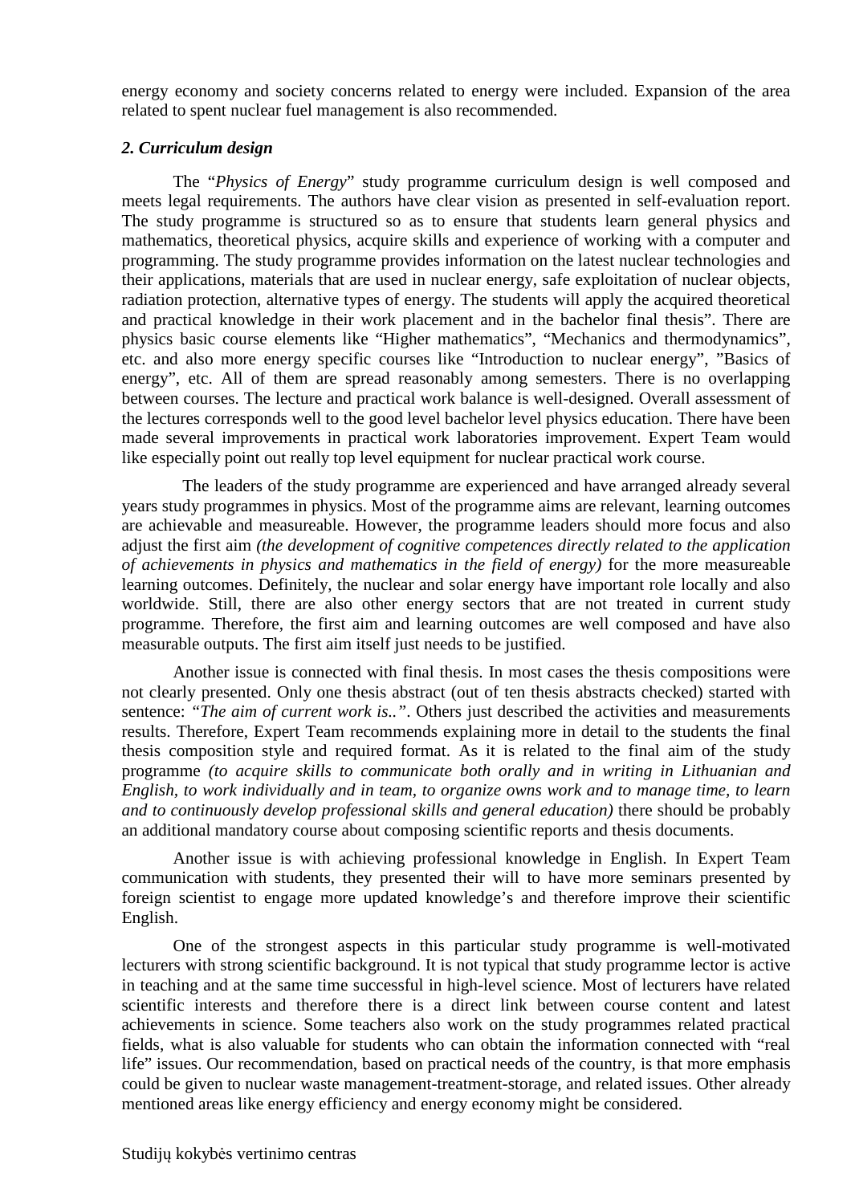energy economy and society concerns related to energy were included. Expansion of the area related to spent nuclear fuel management is also recommended.

***2. Curriculum design***

The "*Physics of Energy*" study programme curriculum design is well composed and meets legal requirements. The authors have clear vision as presented in self-evaluation report. The study programme is structured so as to ensure that students learn general physics and mathematics, theoretical physics, acquire skills and experience of working with a computer and programming. The study programme provides information on the latest nuclear technologies and their applications, materials that are used in nuclear energy, safe exploitation of nuclear objects, radiation protection, alternative types of energy. The students will apply the acquired theoretical and practical knowledge in their work placement and in the bachelor final thesis". There are physics basic course elements like "Higher mathematics", "Mechanics and thermodynamics", etc. and also more energy specific courses like "Introduction to nuclear energy", "Basics of energy", etc. All of them are spread reasonably among semesters. There is no overlapping between courses. The lecture and practical work balance is well-designed. Overall assessment of the lectures corresponds well to the good level bachelor level physics education. There have been made several improvements in practical work laboratories improvement. Expert Team would like especially point out really top level equipment for nuclear practical work course.

The leaders of the study programme are experienced and have arranged already several years study programmes in physics. Most of the programme aims are relevant, learning outcomes are achievable and measureable. However, the programme leaders should more focus and also adjust the first aim *(the development of cognitive competences directly related to the application of achievements in physics and mathematics in the field of energy)* for the more measureable learning outcomes. Definitely, the nuclear and solar energy have important role locally and also worldwide. Still, there are also other energy sectors that are not treated in current study programme. Therefore, the first aim and learning outcomes are well composed and have also measurable outputs. The first aim itself just needs to be justified.

Another issue is connected with final thesis. In most cases the thesis compositions were not clearly presented. Only one thesis abstract (out of ten thesis abstracts checked) started with sentence: *"The aim of current work is.."*. Others just described the activities and measurements results. Therefore, Expert Team recommends explaining more in detail to the students the final thesis composition style and required format. As it is related to the final aim of the study programme *(to acquire skills to communicate both orally and in writing in Lithuanian and English, to work individually and in team, to organize owns work and to manage time, to learn and to continuously develop professional skills and general education)* there should be probably an additional mandatory course about composing scientific reports and thesis documents.

Another issue is with achieving professional knowledge in English. In Expert Team communication with students, they presented their will to have more seminars presented by foreign scientist to engage more updated knowledge's and therefore improve their scientific English.

One of the strongest aspects in this particular study programme is well-motivated lecturers with strong scientific background. It is not typical that study programme lector is active in teaching and at the same time successful in high-level science. Most of lecturers have related scientific interests and therefore there is a direct link between course content and latest achievements in science. Some teachers also work on the study programmes related practical fields, what is also valuable for students who can obtain the information connected with "real life" issues. Our recommendation, based on practical needs of the country, is that more emphasis could be given to nuclear waste management-treatment-storage, and related issues. Other already mentioned areas like energy efficiency and energy economy might be considered.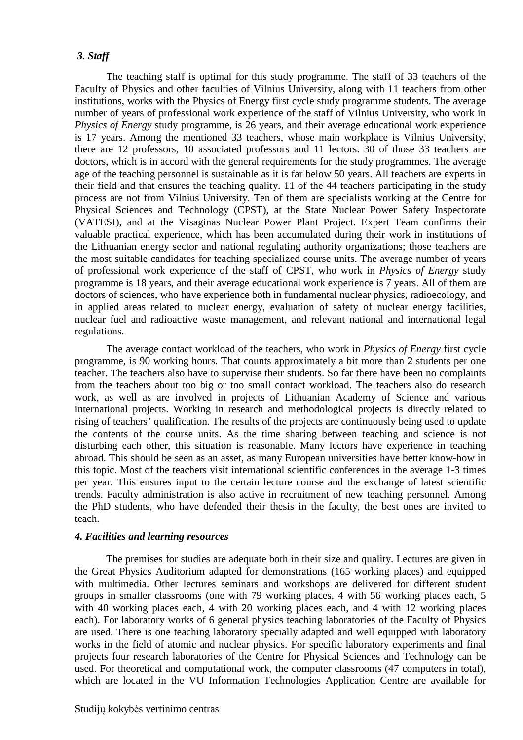### *3. Staff*

The teaching staff is optimal for this study programme. The staff of 33 teachers of the Faculty of Physics and other faculties of Vilnius University, along with 11 teachers from other institutions, works with the Physics of Energy first cycle study programme students. The average number of years of professional work experience of the staff of Vilnius University, who work in *Physics of Energy* study programme, is 26 years, and their average educational work experience is 17 years. Among the mentioned 33 teachers, whose main workplace is Vilnius University, there are 12 professors, 10 associated professors and 11 lectors. 30 of those 33 teachers are doctors, which is in accord with the general requirements for the study programmes. The average age of the teaching personnel is sustainable as it is far below 50 years. All teachers are experts in their field and that ensures the teaching quality. 11 of the 44 teachers participating in the study process are not from Vilnius University. Ten of them are specialists working at the Centre for Physical Sciences and Technology (CPST), at the State Nuclear Power Safety Inspectorate (VATESI), and at the Visaginas Nuclear Power Plant Project. Expert Team confirms their valuable practical experience, which has been accumulated during their work in institutions of the Lithuanian energy sector and national regulating authority organizations; those teachers are the most suitable candidates for teaching specialized course units. The average number of years of professional work experience of the staff of CPST, who work in *Physics of Energy* study programme is 18 years, and their average educational work experience is 7 years. All of them are doctors of sciences, who have experience both in fundamental nuclear physics, radioecology, and in applied areas related to nuclear energy, evaluation of safety of nuclear energy facilities, nuclear fuel and radioactive waste management, and relevant national and international legal regulations.

The average contact workload of the teachers, who work in *Physics of Energy* first cycle programme, is 90 working hours. That counts approximately a bit more than 2 students per one teacher. The teachers also have to supervise their students. So far there have been no complaints from the teachers about too big or too small contact workload. The teachers also do research work, as well as are involved in projects of Lithuanian Academy of Science and various international projects. Working in research and methodological projects is directly related to rising of teachers' qualification. The results of the projects are continuously being used to update the contents of the course units. As the time sharing between teaching and science is not disturbing each other, this situation is reasonable. Many lectors have experience in teaching abroad. This should be seen as an asset, as many European universities have better know-how in this topic. Most of the teachers visit international scientific conferences in the average 1-3 times per year. This ensures input to the certain lecture course and the exchange of latest scientific trends. Faculty administration is also active in recruitment of new teaching personnel. Among the PhD students, who have defended their thesis in the faculty, the best ones are invited to teach.

### *4. Facilities and learning resources*

The premises for studies are adequate both in their size and quality. Lectures are given in the Great Physics Auditorium adapted for demonstrations (165 working places) and equipped with multimedia. Other lectures seminars and workshops are delivered for different student groups in smaller classrooms (one with 79 working places, 4 with 56 working places each, 5 with 40 working places each, 4 with 20 working places each, and 4 with 12 working places each). For laboratory works of 6 general physics teaching laboratories of the Faculty of Physics are used. There is one teaching laboratory specially adapted and well equipped with laboratory works in the field of atomic and nuclear physics. For specific laboratory experiments and final projects four research laboratories of the Centre for Physical Sciences and Technology can be used. For theoretical and computational work, the computer classrooms (47 computers in total), which are located in the VU Information Technologies Application Centre are available for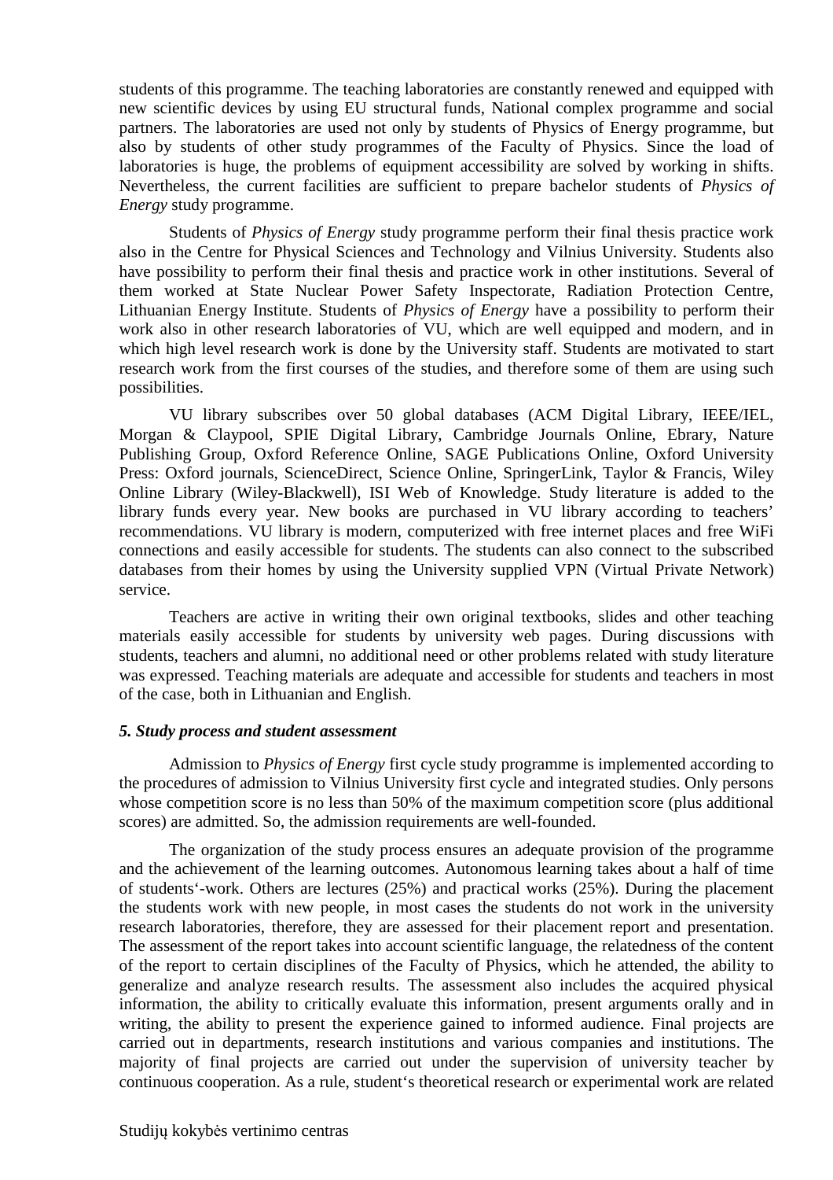students of this programme. The teaching laboratories are constantly renewed and equipped with new scientific devices by using EU structural funds, National complex programme and social partners. The laboratories are used not only by students of Physics of Energy programme, but also by students of other study programmes of the Faculty of Physics. Since the load of laboratories is huge, the problems of equipment accessibility are solved by working in shifts. Nevertheless, the current facilities are sufficient to prepare bachelor students of *Physics of Energy* study programme.

Students of *Physics of Energy* study programme perform their final thesis practice work also in the Centre for Physical Sciences and Technology and Vilnius University. Students also have possibility to perform their final thesis and practice work in other institutions. Several of them worked at State Nuclear Power Safety Inspectorate, Radiation Protection Centre, Lithuanian Energy Institute. Students of *Physics of Energy* have a possibility to perform their work also in other research laboratories of VU, which are well equipped and modern, and in which high level research work is done by the University staff. Students are motivated to start research work from the first courses of the studies, and therefore some of them are using such possibilities.

VU library subscribes over 50 global databases (ACM Digital Library, IEEE/IEL, Morgan & Claypool, SPIE Digital Library, Cambridge Journals Online, Ebrary, Nature Publishing Group, Oxford Reference Online, SAGE Publications Online, Oxford University Press: Oxford journals, ScienceDirect, Science Online, SpringerLink, Taylor & Francis, Wiley Online Library (Wiley-Blackwell), ISI Web of Knowledge. Study literature is added to the library funds every year. New books are purchased in VU library according to teachers' recommendations. VU library is modern, computerized with free internet places and free WiFi connections and easily accessible for students. The students can also connect to the subscribed databases from their homes by using the University supplied VPN (Virtual Private Network) service.

Teachers are active in writing their own original textbooks, slides and other teaching materials easily accessible for students by university web pages. During discussions with students, teachers and alumni, no additional need or other problems related with study literature was expressed. Teaching materials are adequate and accessible for students and teachers in most of the case, both in Lithuanian and English.

### *5. Study process and student assessment*

Admission to *Physics of Energy* first cycle study programme is implemented according to the procedures of admission to Vilnius University first cycle and integrated studies. Only persons whose competition score is no less than 50% of the maximum competition score (plus additional scores) are admitted. So, the admission requirements are well-founded.

The organization of the study process ensures an adequate provision of the programme and the achievement of the learning outcomes. Autonomous learning takes about a half of time of students'-work. Others are lectures (25%) and practical works (25%). During the placement the students work with new people, in most cases the students do not work in the university research laboratories, therefore, they are assessed for their placement report and presentation. The assessment of the report takes into account scientific language, the relatedness of the content of the report to certain disciplines of the Faculty of Physics, which he attended, the ability to generalize and analyze research results. The assessment also includes the acquired physical information, the ability to critically evaluate this information, present arguments orally and in writing, the ability to present the experience gained to informed audience. Final projects are carried out in departments, research institutions and various companies and institutions. The majority of final projects are carried out under the supervision of university teacher by continuous cooperation. As a rule, student's theoretical research or experimental work are related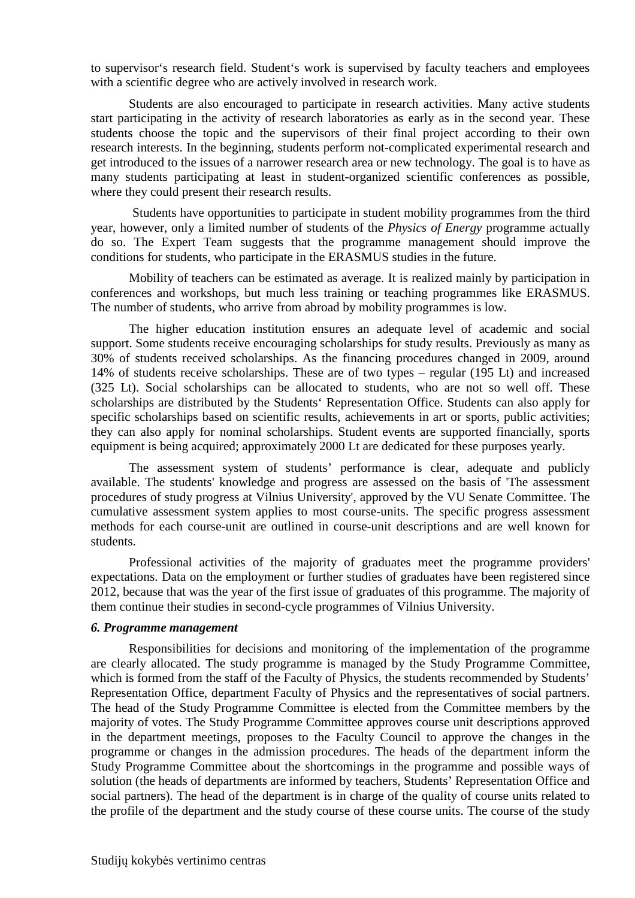to supervisor‘s research field. Student‘s work is supervised by faculty teachers and employees with a scientific degree who are actively involved in research work.

Students are also encouraged to participate in research activities. Many active students start participating in the activity of research laboratories as early as in the second year. These students choose the topic and the supervisors of their final project according to their own research interests. In the beginning, students perform not-complicated experimental research and get introduced to the issues of a narrower research area or new technology. The goal is to have as many students participating at least in student-organized scientific conferences as possible, where they could present their research results.

Students have opportunities to participate in student mobility programmes from the third year, however, only a limited number of students of the *Physics of Energy* programme actually do so. The Expert Team suggests that the programme management should improve the conditions for students, who participate in the ERASMUS studies in the future.

Mobility of teachers can be estimated as average. It is realized mainly by participation in conferences and workshops, but much less training or teaching programmes like ERASMUS. The number of students, who arrive from abroad by mobility programmes is low.

The higher education institution ensures an adequate level of academic and social support. Some students receive encouraging scholarships for study results. Previously as many as 30% of students received scholarships. As the financing procedures changed in 2009, around 14% of students receive scholarships. These are of two types – regular (195 Lt) and increased (325 Lt). Social scholarships can be allocated to students, who are not so well off. These scholarships are distributed by the Students‘ Representation Office. Students can also apply for specific scholarships based on scientific results, achievements in art or sports, public activities; they can also apply for nominal scholarships. Student events are supported financially, sports equipment is being acquired; approximately 2000 Lt are dedicated for these purposes yearly.

The assessment system of students’ performance is clear, adequate and publicly available. The students' knowledge and progress are assessed on the basis of 'The assessment procedures of study progress at Vilnius University', approved by the VU Senate Committee. The cumulative assessment system applies to most course-units. The specific progress assessment methods for each course-unit are outlined in course-unit descriptions and are well known for students.

Professional activities of the majority of graduates meet the programme providers' expectations. Data on the employment or further studies of graduates have been registered since 2012, because that was the year of the first issue of graduates of this programme. The majority of them continue their studies in second-cycle programmes of Vilnius University.

### *6. Programme management*

Responsibilities for decisions and monitoring of the implementation of the programme are clearly allocated. The study programme is managed by the Study Programme Committee, which is formed from the staff of the Faculty of Physics, the students recommended by Students’ Representation Office, department Faculty of Physics and the representatives of social partners. The head of the Study Programme Committee is elected from the Committee members by the majority of votes. The Study Programme Committee approves course unit descriptions approved in the department meetings, proposes to the Faculty Council to approve the changes in the programme or changes in the admission procedures. The heads of the department inform the Study Programme Committee about the shortcomings in the programme and possible ways of solution (the heads of departments are informed by teachers, Students’ Representation Office and social partners). The head of the department is in charge of the quality of course units related to the profile of the department and the study course of these course units. The course of the study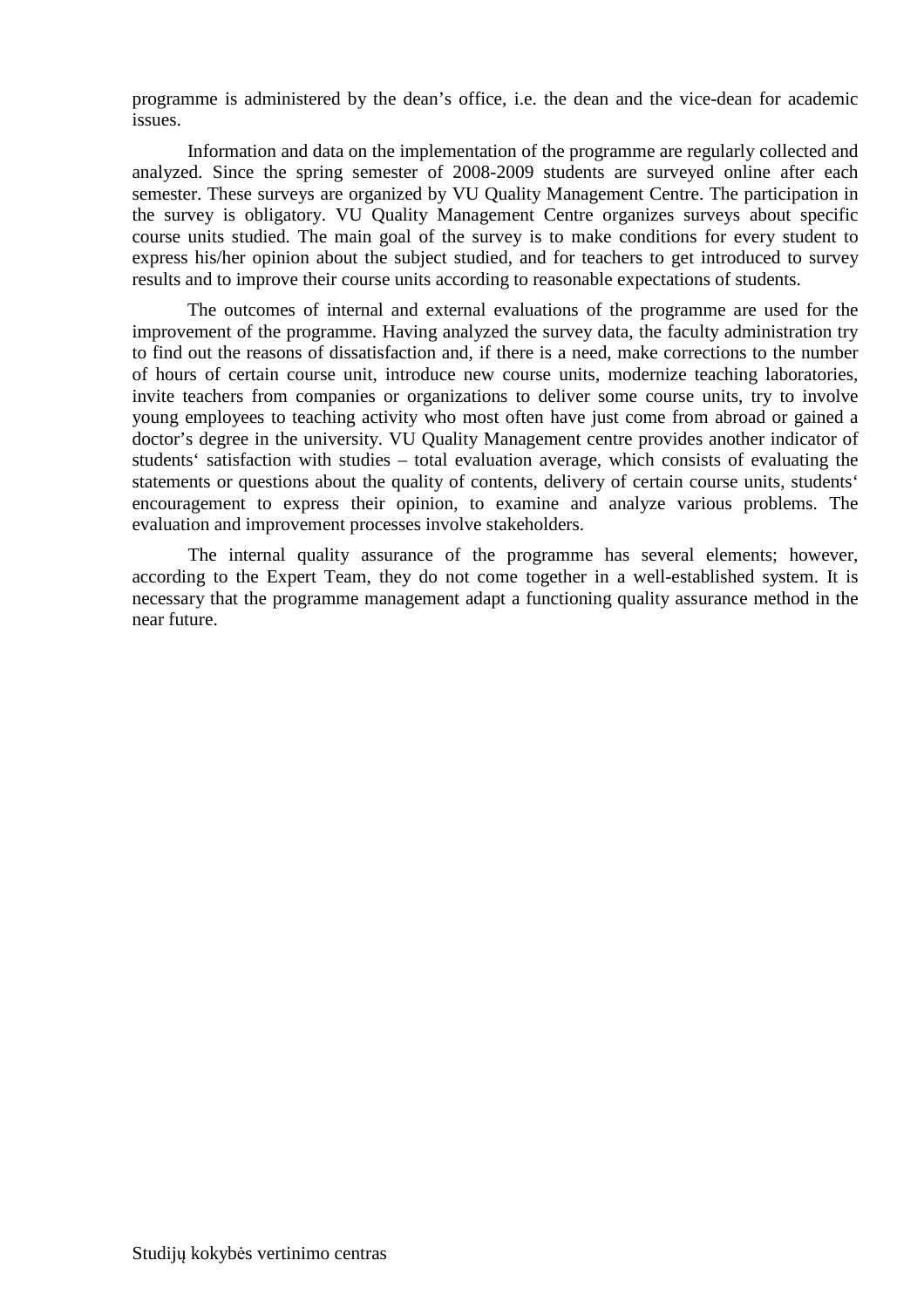programme is administered by the dean's office, i.e. the dean and the vice-dean for academic issues.

Information and data on the implementation of the programme are regularly collected and analyzed. Since the spring semester of 2008-2009 students are surveyed online after each semester. These surveys are organized by VU Quality Management Centre. The participation in the survey is obligatory. VU Quality Management Centre organizes surveys about specific course units studied. The main goal of the survey is to make conditions for every student to express his/her opinion about the subject studied, and for teachers to get introduced to survey results and to improve their course units according to reasonable expectations of students.

The outcomes of internal and external evaluations of the programme are used for the improvement of the programme. Having analyzed the survey data, the faculty administration try to find out the reasons of dissatisfaction and, if there is a need, make corrections to the number of hours of certain course unit, introduce new course units, modernize teaching laboratories, invite teachers from companies or organizations to deliver some course units, try to involve young employees to teaching activity who most often have just come from abroad or gained a doctor's degree in the university. VU Quality Management centre provides another indicator of students‘ satisfaction with studies – total evaluation average, which consists of evaluating the statements or questions about the quality of contents, delivery of certain course units, students‘ encouragement to express their opinion, to examine and analyze various problems. The evaluation and improvement processes involve stakeholders.

The internal quality assurance of the programme has several elements; however, according to the Expert Team, they do not come together in a well-established system. It is necessary that the programme management adapt a functioning quality assurance method in the near future.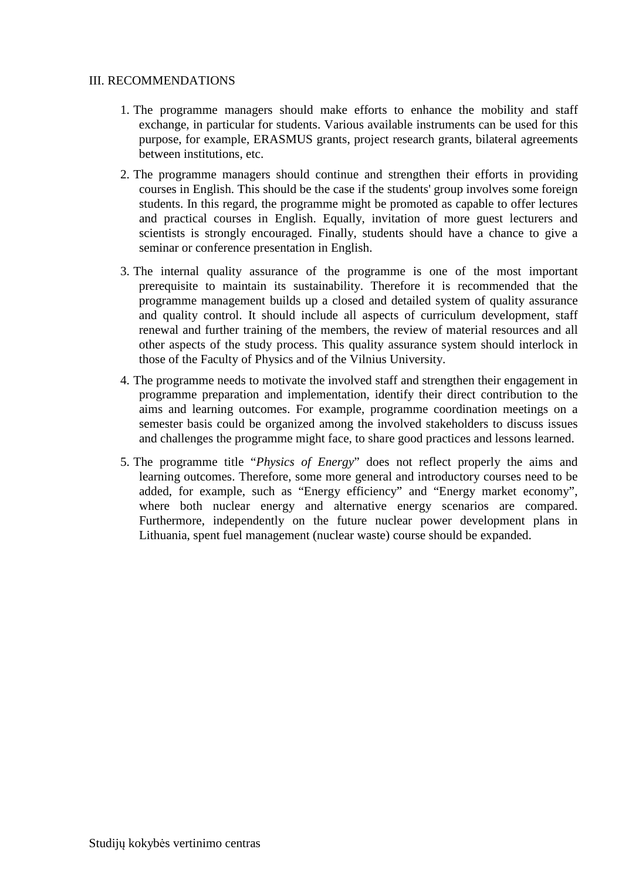## III. RECOMMENDATIONS

1. The programme managers should make efforts to enhance the mobility and staff exchange, in particular for students. Various available instruments can be used for this purpose, for example, ERASMUS grants, project research grants, bilateral agreements between institutions, etc.

2. The programme managers should continue and strengthen their efforts in providing courses in English. This should be the case if the students' group involves some foreign students. In this regard, the programme might be promoted as capable to offer lectures and practical courses in English. Equally, invitation of more guest lecturers and scientists is strongly encouraged. Finally, students should have a chance to give a seminar or conference presentation in English.

3. The internal quality assurance of the programme is one of the most important prerequisite to maintain its sustainability. Therefore it is recommended that the programme management builds up a closed and detailed system of quality assurance and quality control. It should include all aspects of curriculum development, staff renewal and further training of the members, the review of material resources and all other aspects of the study process. This quality assurance system should interlock in those of the Faculty of Physics and of the Vilnius University.

4. The programme needs to motivate the involved staff and strengthen their engagement in programme preparation and implementation, identify their direct contribution to the aims and learning outcomes. For example, programme coordination meetings on a semester basis could be organized among the involved stakeholders to discuss issues and challenges the programme might face, to share good practices and lessons learned.

5. The programme title "*Physics of Energy*" does not reflect properly the aims and learning outcomes. Therefore, some more general and introductory courses need to be added, for example, such as "Energy efficiency" and "Energy market economy", where both nuclear energy and alternative energy scenarios are compared. Furthermore, independently on the future nuclear power development plans in Lithuania, spent fuel management (nuclear waste) course should be expanded.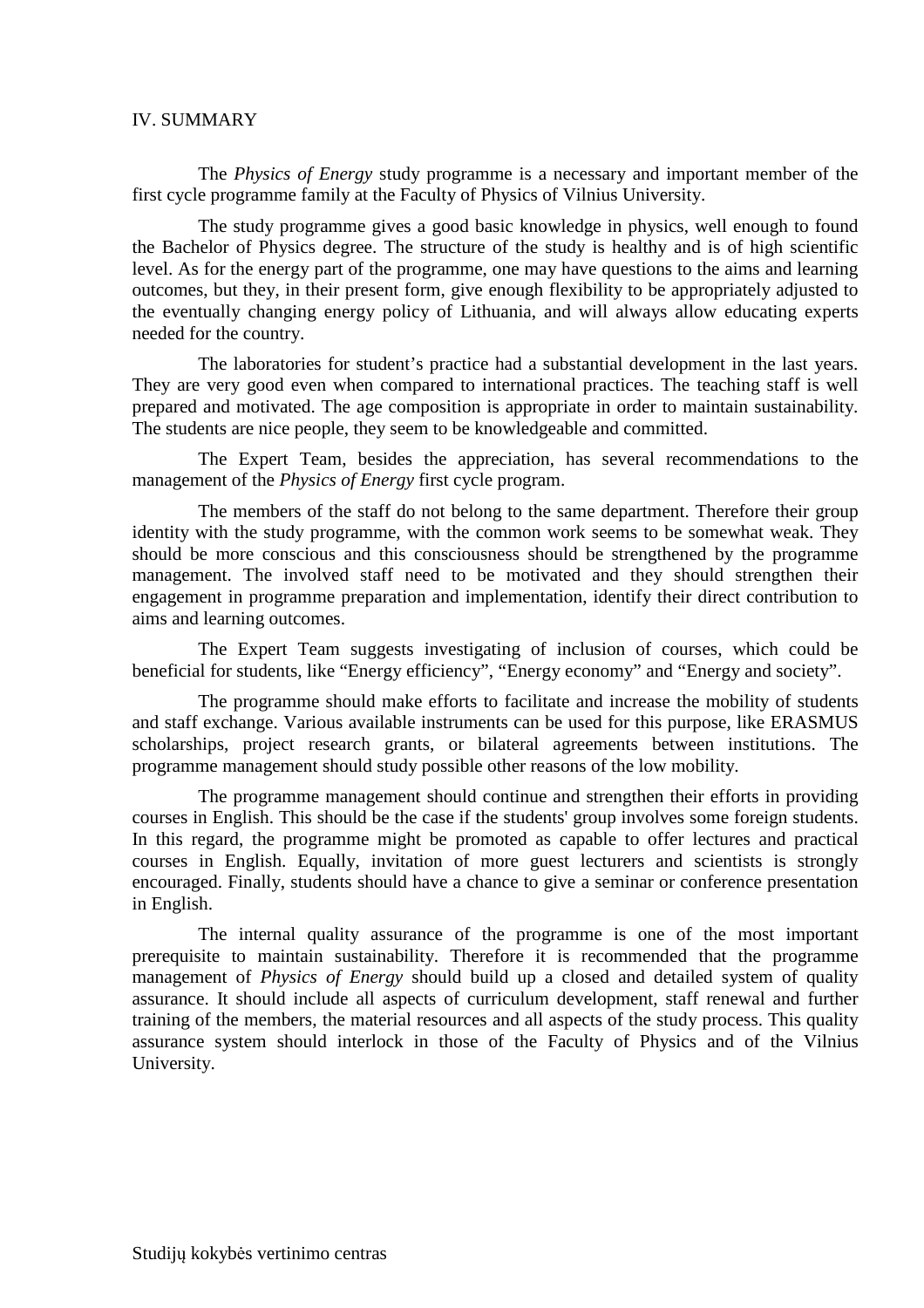## IV. SUMMARY

The *Physics of Energy* study programme is a necessary and important member of the first cycle programme family at the Faculty of Physics of Vilnius University.

The study programme gives a good basic knowledge in physics, well enough to found the Bachelor of Physics degree. The structure of the study is healthy and is of high scientific level. As for the energy part of the programme, one may have questions to the aims and learning outcomes, but they, in their present form, give enough flexibility to be appropriately adjusted to the eventually changing energy policy of Lithuania, and will always allow educating experts needed for the country.

The laboratories for student's practice had a substantial development in the last years. They are very good even when compared to international practices. The teaching staff is well prepared and motivated. The age composition is appropriate in order to maintain sustainability. The students are nice people, they seem to be knowledgeable and committed.

The Expert Team, besides the appreciation, has several recommendations to the management of the *Physics of Energy* first cycle program.

The members of the staff do not belong to the same department. Therefore their group identity with the study programme, with the common work seems to be somewhat weak. They should be more conscious and this consciousness should be strengthened by the programme management. The involved staff need to be motivated and they should strengthen their engagement in programme preparation and implementation, identify their direct contribution to aims and learning outcomes.

The Expert Team suggests investigating of inclusion of courses, which could be beneficial for students, like "Energy efficiency", "Energy economy" and "Energy and society".

The programme should make efforts to facilitate and increase the mobility of students and staff exchange. Various available instruments can be used for this purpose, like ERASMUS scholarships, project research grants, or bilateral agreements between institutions. The programme management should study possible other reasons of the low mobility.

The programme management should continue and strengthen their efforts in providing courses in English. This should be the case if the students' group involves some foreign students. In this regard, the programme might be promoted as capable to offer lectures and practical courses in English. Equally, invitation of more guest lecturers and scientists is strongly encouraged. Finally, students should have a chance to give a seminar or conference presentation in English.

The internal quality assurance of the programme is one of the most important prerequisite to maintain sustainability. Therefore it is recommended that the programme management of *Physics of Energy* should build up a closed and detailed system of quality assurance. It should include all aspects of curriculum development, staff renewal and further training of the members, the material resources and all aspects of the study process. This quality assurance system should interlock in those of the Faculty of Physics and of the Vilnius University.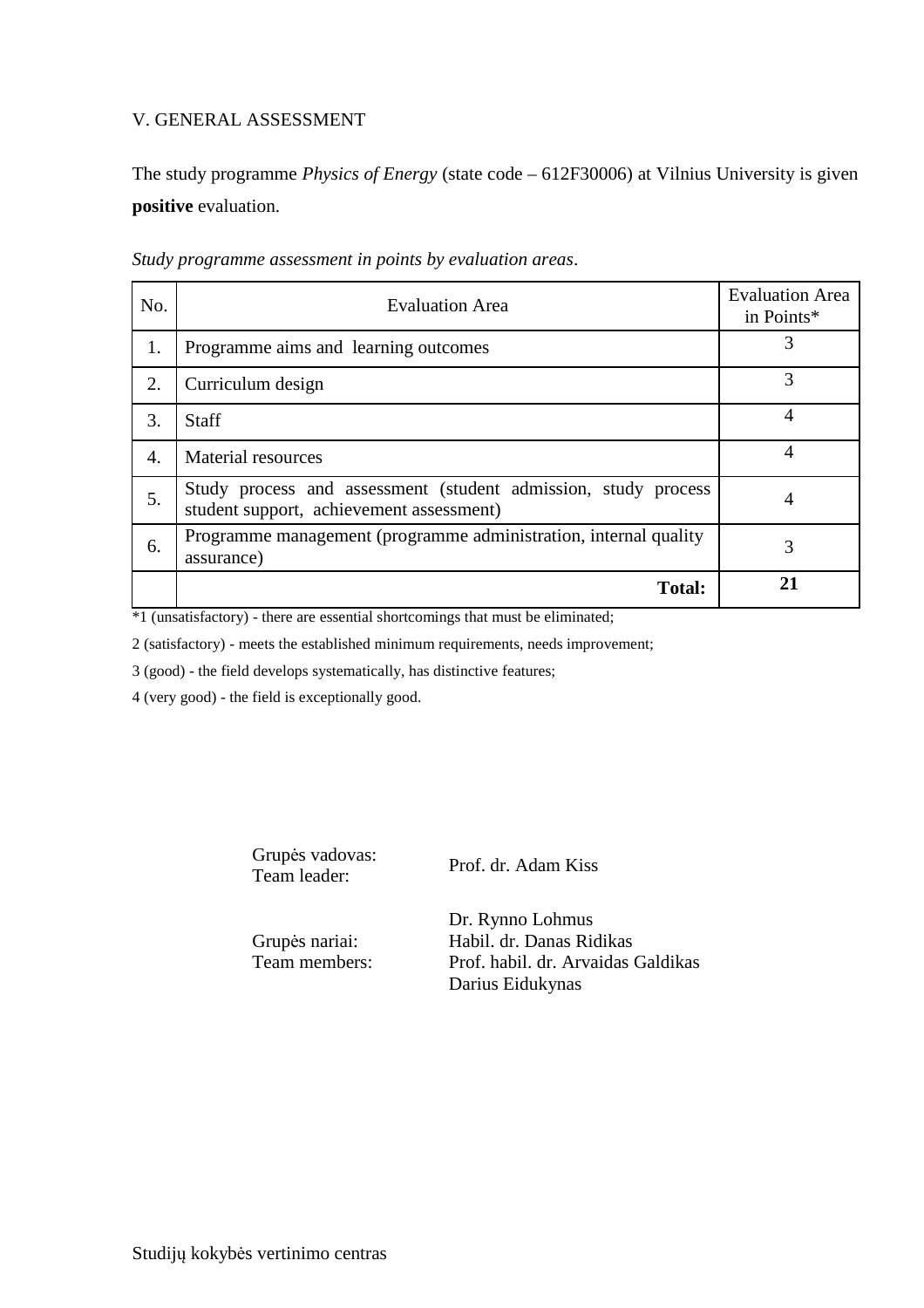## V. GENERAL ASSESSMENT

The study programme *Physics of Energy* (state code – 612F30006) at Vilnius University is given **positive** evaluation.

*Study programme assessment in points by evaluation areas*.

| No. | Evaluation Area | Evaluation Area in Points* |
|---|---|---|
| 1. | Programme aims and learning outcomes | 3 |
| 2. | Curriculum design | 3 |
| 3. | Staff | 4 |
| 4. | Material resources | 4 |
| 5. | Study process and assessment (student admission, study process student support, achievement assessment) | 4 |
| 6. | Programme management (programme administration, internal quality assurance) | 3 |
| | **Total:** | **21** |

*1 (unsatisfactory) - there are essential shortcomings that must be eliminated;

2 (satisfactory) - meets the established minimum requirements, needs improvement;

3 (good) - the field develops systematically, has distinctive features;

4 (very good) - the field is exceptionally good.

Grupės vadovas:
Team leader: Prof. dr. Adam Kiss

Grupės nariai:
Team members:
Dr. Rynno Lohmus
Habil. dr. Danas Ridikas
Prof. habil. dr. Arvaidas Galdikas
Darius Eidukynas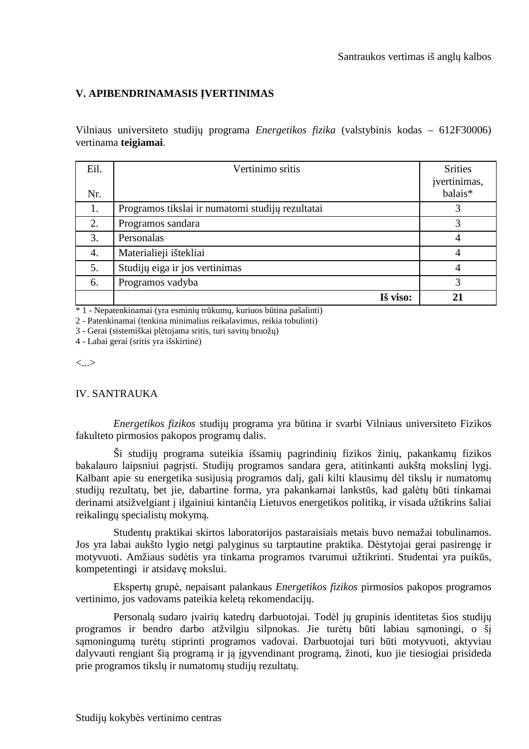Santraukos vertimas iš anglų kalbos

## V. APIBENDRINAMASIS ĮVERTINIMAS

Vilniaus universiteto studijų programa *Energetikos fizika* (valstybinis kodas – 612F30006) vertinama **teigiamai**.

| Eil. Nr. | Vertinimo sritis | Srities įvertinimas, balais* |
|---|---|---|
| 1. | Programos tikslai ir numatomi studijų rezultatai | 3 |
| 2. | Programos sandara | 3 |
| 3. | Personalas | 4 |
| 4. | Materialieji ištekliai | 4 |
| 5. | Studijų eiga ir jos vertinimas | 4 |
| 6. | Programos vadyba | 3 |
| | **Iš viso:** | **21** |

* 1 - Nepatenkinamai (yra esminių trūkumų, kuriuos būtina pašalinti)
2 - Patenkinamai (tenkina minimalius reikalavimus, reikia tobulinti)
3 - Gerai (sistemiškai plėtojama sritis, turi savitų bruožų)
4 - Labai gerai (sritis yra išskirtinė)

<...>

## IV. SANTRAUKA

*Energetikos fizikos* studijų programa yra būtina ir svarbi Vilniaus universiteto Fizikos fakulteto pirmosios pakopos programų dalis.

Ši studijų programa suteikia išsamių pagrindinių fizikos žinių, pakankamų fizikos bakalauro laipsniui pagrįsti. Studijų programos sandara gera, atitinkanti aukštą mokslinį lygį. Kalbant apie su energetika susijusią programos dalį, gali kilti klausimų dėl tikslų ir numatomų studijų rezultatų, bet jie, dabartine forma, yra pakankamai lankstūs, kad galėtų būti tinkamai derinami atsižvelgiant į ilgainiui kintančią Lietuvos energetikos politiką, ir visada užtikrins šaliai reikalingų specialistų mokymą.

Studentų praktikai skirtos laboratorijos pastaraisiais metais buvo nemažai tobulinamos. Jos yra labai aukšto lygio netgi palyginus su tarptautine praktika. Dėstytojai gerai pasirengę ir motyvuoti. Amžiaus sudėtis yra tinkama programos tvarumui užtikrinti. Studentai yra puikūs, kompetentingi ir atsidavę mokslui.

Ekspertų grupė, nepaisant palankaus *Energetikos fizikos* pirmosios pakopos programos vertinimo, jos vadovams pateikia keletą rekomendacijų.

Personalą sudaro įvairių katedrų darbuotojai. Todėl jų grupinis identitetas šios studijų programos ir bendro darbo atžvilgiu silpnokas. Jie turėtų būti labiau sąmoningi, o šį sąmoningumą turėtų stiprinti programos vadovai. Darbuotojai turi būti motyvuoti, aktyviau dalyvauti rengiant šią programą ir ją įgyvendinant programą, žinoti, kuo jie tiesiogiai prisideda prie programos tikslų ir numatomų studijų rezultatų.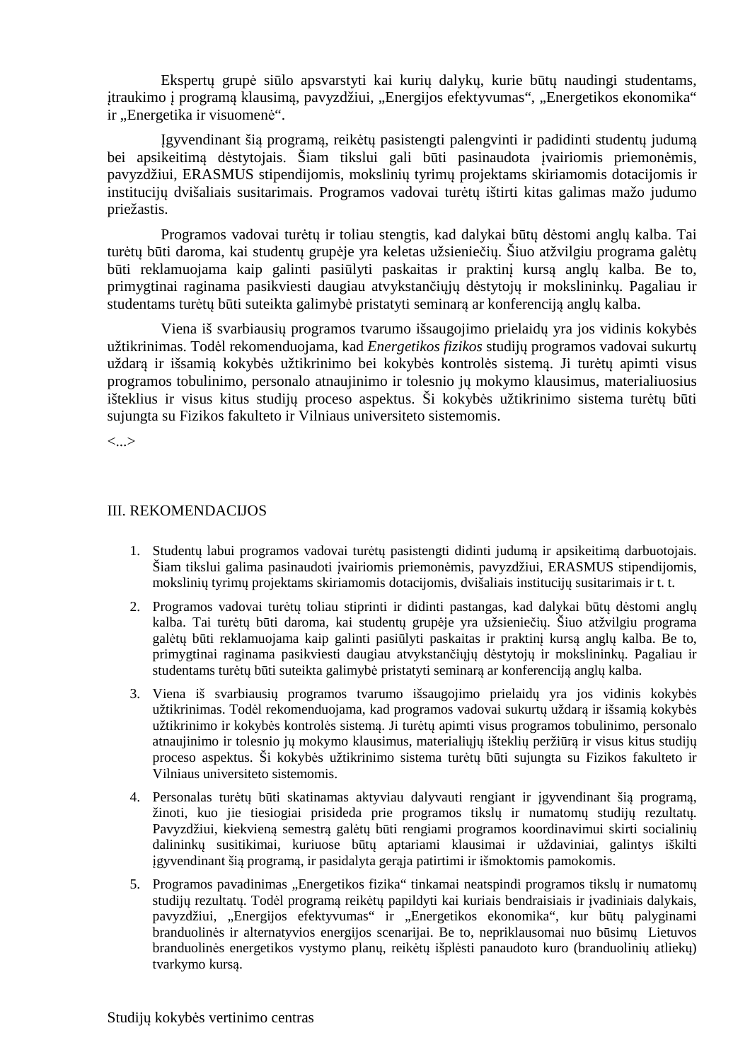Ekspertų grupė siūlo apsvarstyti kai kurių dalykų, kurie būtų naudingi studentams, įtraukimo į programą klausimą, pavyzdžiui, „Energijos efektyvumas“, „Energetikos ekonomika“ ir „Energetika ir visuomenė“.

Įgyvendinant šią programą, reikėtų pasistengti palengvinti ir padidinti studentų judumą bei apsikeitimą dėstytojais. Šiam tikslui gali būti pasinaudota įvairiomis priemonėmis, pavyzdžiui, ERASMUS stipendijomis, mokslinių tyrimų projektams skiriamomis dotacijomis ir institucijų dvišaliais susitarimais. Programos vadovai turėtų ištirti kitas galimas mažo judumo priežastis.

Programos vadovai turėtų ir toliau stengtis, kad dalykai būtų dėstomi anglų kalba. Tai turėtų būti daroma, kai studentų grupėje yra keletas užsieniečių. Šiuo atžvilgiu programa galėtų būti reklamuojama kaip galinti pasiūlyti paskaitas ir praktinį kursą anglų kalba. Be to, primygtinai raginama pasikviesti daugiau atvykstančiųjų dėstytojų ir mokslininkų. Pagaliau ir studentams turėtų būti suteikta galimybė pristatyti seminarą ar konferenciją anglų kalba.

Viena iš svarbiausių programos tvarumo išsaugojimo prielaidų yra jos vidinis kokybės užtikrinimas. Todėl rekomenduojama, kad *Energetikos fizikos* studijų programos vadovai sukurtų uždarą ir išsamią kokybės užtikrinimo bei kokybės kontrolės sistemą. Ji turėtų apimti visus programos tobulinimo, personalo atnaujinimo ir tolesnio jų mokymo klausimus, materialiuosius išteklius ir visus kitus studijų proceso aspektus. Ši kokybės užtikrinimo sistema turėtų būti sujungta su Fizikos fakulteto ir Vilniaus universiteto sistemomis.

<...>

## III. REKOMENDACIJOS

1. Studentų labui programos vadovai turėtų pasistengti didinti judumą ir apsikeitimą darbuotojais. Šiam tikslui galima pasinaudoti įvairiomis priemonėmis, pavyzdžiui, ERASMUS stipendijomis, mokslinių tyrimų projektams skiriamomis dotacijomis, dvišaliais institucijų susitarimais ir t. t.
2. Programos vadovai turėtų toliau stiprinti ir didinti pastangas, kad dalykai būtų dėstomi anglų kalba. Tai turėtų būti daroma, kai studentų grupėje yra užsieniečių. Šiuo atžvilgiu programa galėtų būti reklamuojama kaip galinti pasiūlyti paskaitas ir praktinį kursą anglų kalba. Be to, primygtinai raginama pasikviesti daugiau atvykstančiųjų dėstytojų ir mokslininkų. Pagaliau ir studentams turėtų būti suteikta galimybė pristatyti seminarą ar konferenciją anglų kalba.
3. Viena iš svarbiausių programos tvarumo išsaugojimo prielaidų yra jos vidinis kokybės užtikrinimas. Todėl rekomenduojama, kad programos vadovai sukurtų uždarą ir išsamią kokybės užtikrinimo ir kokybės kontrolės sistemą. Ji turėtų apimti visus programos tobulinimo, personalo atnaujinimo ir tolesnio jų mokymo klausimus, materialiųjų išteklių peržiūrą ir visus kitus studijų proceso aspektus. Ši kokybės užtikrinimo sistema turėtų būti sujungta su Fizikos fakulteto ir Vilniaus universiteto sistemomis.
4. Personalas turėtų būti skatinamas aktyviau dalyvauti rengiant ir įgyvendinant šią programą, žinoti, kuo jie tiesiogiai prisideda prie programos tikslų ir numatomų studijų rezultatų. Pavyzdžiui, kiekvieną semestrą galėtų būti rengiami programos koordinavimui skirti socialinių dalininkų susitikimai, kuriuose būtų aptariami klausimai ir uždaviniai, galintys iškilti įgyvendinant šią programą, ir pasidalyta gerąja patirtimi ir išmoktomis pamokomis.
5. Programos pavadinimas „Energetikos fizika“ tinkamai neatspindi programos tikslų ir numatomų studijų rezultatų. Todėl programą reikėtų papildyti kai kuriais bendraisiais ir įvadiniais dalykais, pavyzdžiui, „Energijos efektyvumas“ ir „Energetikos ekonomika“, kur būtų palyginami branduolinės ir alternatyvios energijos scenarijai. Be to, nepriklausomai nuo būsimų Lietuvos branduolinės energetikos vystymo planų, reikėtų išplėsti panaudoto kuro (branduolinių atliekų) tvarkymo kursą.